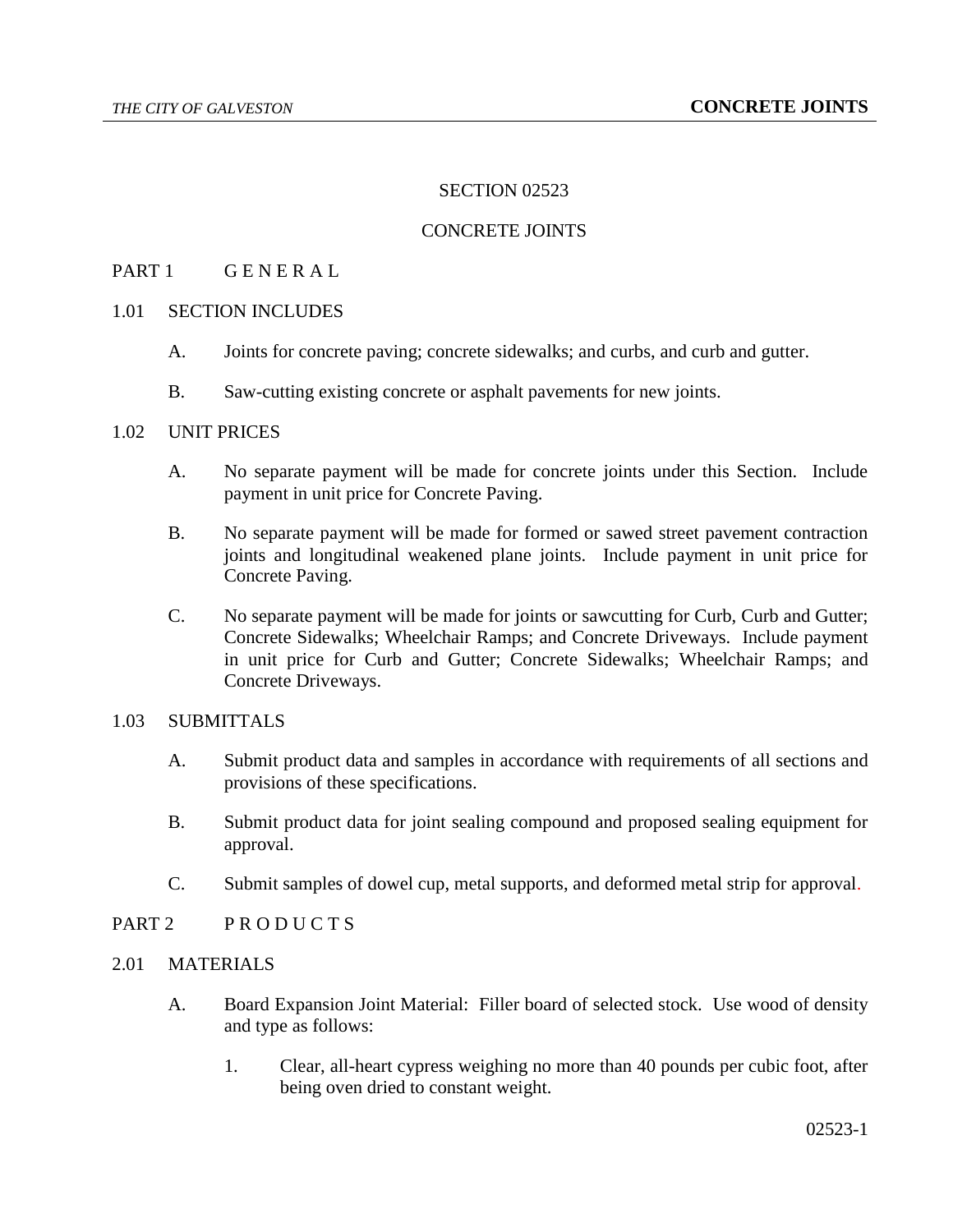# SECTION 02523

# CONCRETE JOINTS

## PART 1 G E N E R A L

### 1.01 SECTION INCLUDES

A. Joints for concrete paving; concrete sidewalks; and curbs, and curb and gutter.

B. Saw-cutting existing concrete or asphalt pavements for new joints.

### 1.02 UNIT PRICES

A. No separate payment will be made for concrete joints under this Section. Include payment in unit price for Concrete Paving.

B. No separate payment will be made for formed or sawed street pavement contraction joints and longitudinal weakened plane joints. Include payment in unit price for Concrete Paving.

C. No separate payment will be made for joints or sawcutting for Curb, Curb and Gutter; Concrete Sidewalks; Wheelchair Ramps; and Concrete Driveways. Include payment in unit price for Curb and Gutter; Concrete Sidewalks; Wheelchair Ramps; and Concrete Driveways.

### 1.03 SUBMITTALS

A. Submit product data and samples in accordance with requirements of all sections and provisions of these specifications.

B. Submit product data for joint sealing compound and proposed sealing equipment for approval.

C. Submit samples of dowel cup, metal supports, and deformed metal strip for approval.

## PART 2 P R O D U C T S

### 2.01 MATERIALS

A. Board Expansion Joint Material: Filler board of selected stock. Use wood of density and type as follows:

1. Clear, all-heart cypress weighing no more than 40 pounds per cubic foot, after being oven dried to constant weight.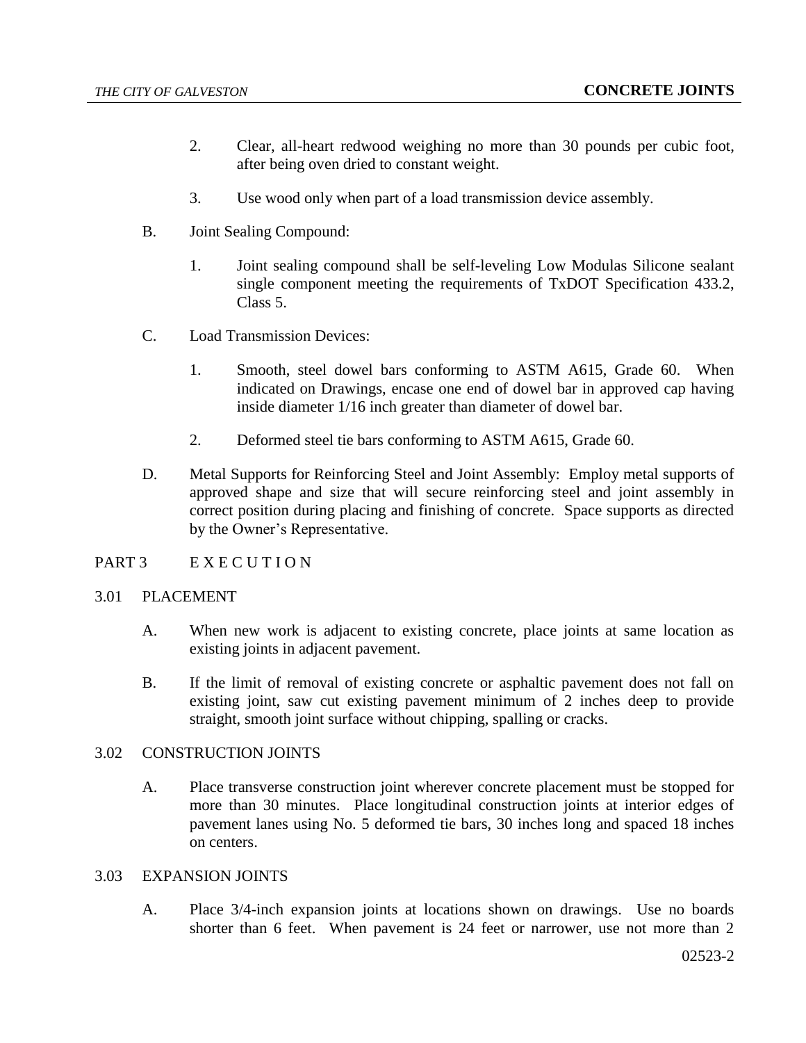2. Clear, all-heart redwood weighing no more than 30 pounds per cubic foot, after being oven dried to constant weight.

3. Use wood only when part of a load transmission device assembly.

B. Joint Sealing Compound:

1. Joint sealing compound shall be self-leveling Low Modulas Silicone sealant single component meeting the requirements of TxDOT Specification 433.2, Class 5.

C. Load Transmission Devices:

1. Smooth, steel dowel bars conforming to ASTM A615, Grade 60. When indicated on Drawings, encase one end of dowel bar in approved cap having inside diameter 1/16 inch greater than diameter of dowel bar.

2. Deformed steel tie bars conforming to ASTM A615, Grade 60.

D. Metal Supports for Reinforcing Steel and Joint Assembly: Employ metal supports of approved shape and size that will secure reinforcing steel and joint assembly in correct position during placing and finishing of concrete. Space supports as directed by the Owner's Representative.

## PART 3 E X E C U T I O N

### 3.01 PLACEMENT

A. When new work is adjacent to existing concrete, place joints at same location as existing joints in adjacent pavement.

B. If the limit of removal of existing concrete or asphaltic pavement does not fall on existing joint, saw cut existing pavement minimum of 2 inches deep to provide straight, smooth joint surface without chipping, spalling or cracks.

### 3.02 CONSTRUCTION JOINTS

A. Place transverse construction joint wherever concrete placement must be stopped for more than 30 minutes. Place longitudinal construction joints at interior edges of pavement lanes using No. 5 deformed tie bars, 30 inches long and spaced 18 inches on centers.

### 3.03 EXPANSION JOINTS

A. Place 3/4-inch expansion joints at locations shown on drawings. Use no boards shorter than 6 feet. When pavement is 24 feet or narrower, use not more than 2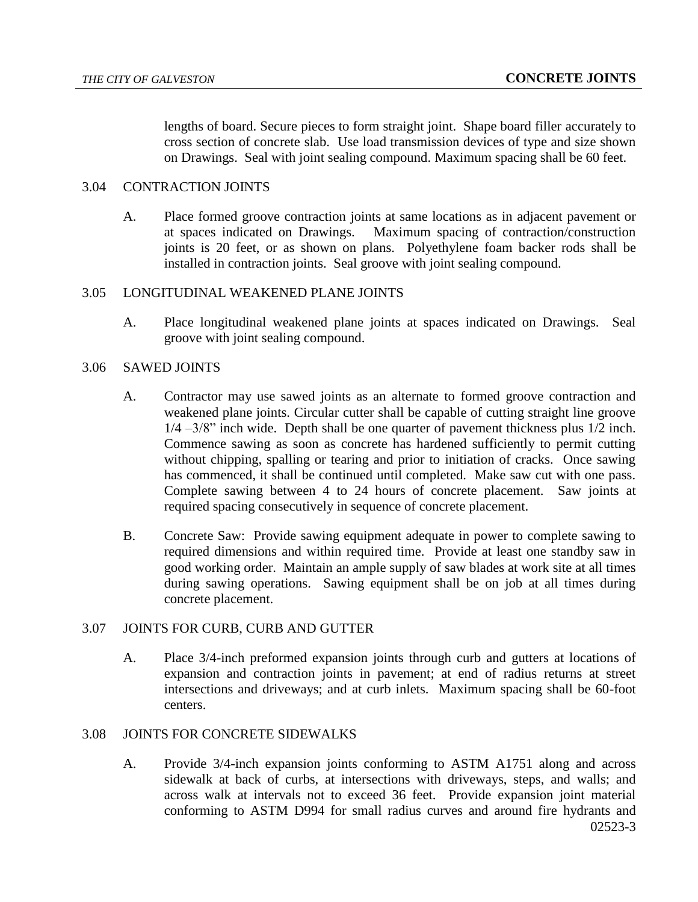lengths of board. Secure pieces to form straight joint. Shape board filler accurately to cross section of concrete slab. Use load transmission devices of type and size shown on Drawings. Seal with joint sealing compound. Maximum spacing shall be 60 feet.

### 3.04 CONTRACTION JOINTS

A. Place formed groove contraction joints at same locations as in adjacent pavement or at spaces indicated on Drawings. Maximum spacing of contraction/construction joints is 20 feet, or as shown on plans. Polyethylene foam backer rods shall be installed in contraction joints. Seal groove with joint sealing compound.

### 3.05 LONGITUDINAL WEAKENED PLANE JOINTS

A. Place longitudinal weakened plane joints at spaces indicated on Drawings. Seal groove with joint sealing compound.

### 3.06 SAWED JOINTS

A. Contractor may use sawed joints as an alternate to formed groove contraction and weakened plane joints. Circular cutter shall be capable of cutting straight line groove 1/4 –3/8" inch wide. Depth shall be one quarter of pavement thickness plus 1/2 inch. Commence sawing as soon as concrete has hardened sufficiently to permit cutting without chipping, spalling or tearing and prior to initiation of cracks. Once sawing has commenced, it shall be continued until completed. Make saw cut with one pass. Complete sawing between 4 to 24 hours of concrete placement. Saw joints at required spacing consecutively in sequence of concrete placement.

B. Concrete Saw: Provide sawing equipment adequate in power to complete sawing to required dimensions and within required time. Provide at least one standby saw in good working order. Maintain an ample supply of saw blades at work site at all times during sawing operations. Sawing equipment shall be on job at all times during concrete placement.

### 3.07 JOINTS FOR CURB, CURB AND GUTTER

A. Place 3/4-inch preformed expansion joints through curb and gutters at locations of expansion and contraction joints in pavement; at end of radius returns at street intersections and driveways; and at curb inlets. Maximum spacing shall be 60-foot centers.

### 3.08 JOINTS FOR CONCRETE SIDEWALKS

A. Provide 3/4-inch expansion joints conforming to ASTM A1751 along and across sidewalk at back of curbs, at intersections with driveways, steps, and walls; and across walk at intervals not to exceed 36 feet. Provide expansion joint material conforming to ASTM D994 for small radius curves and around fire hydrants and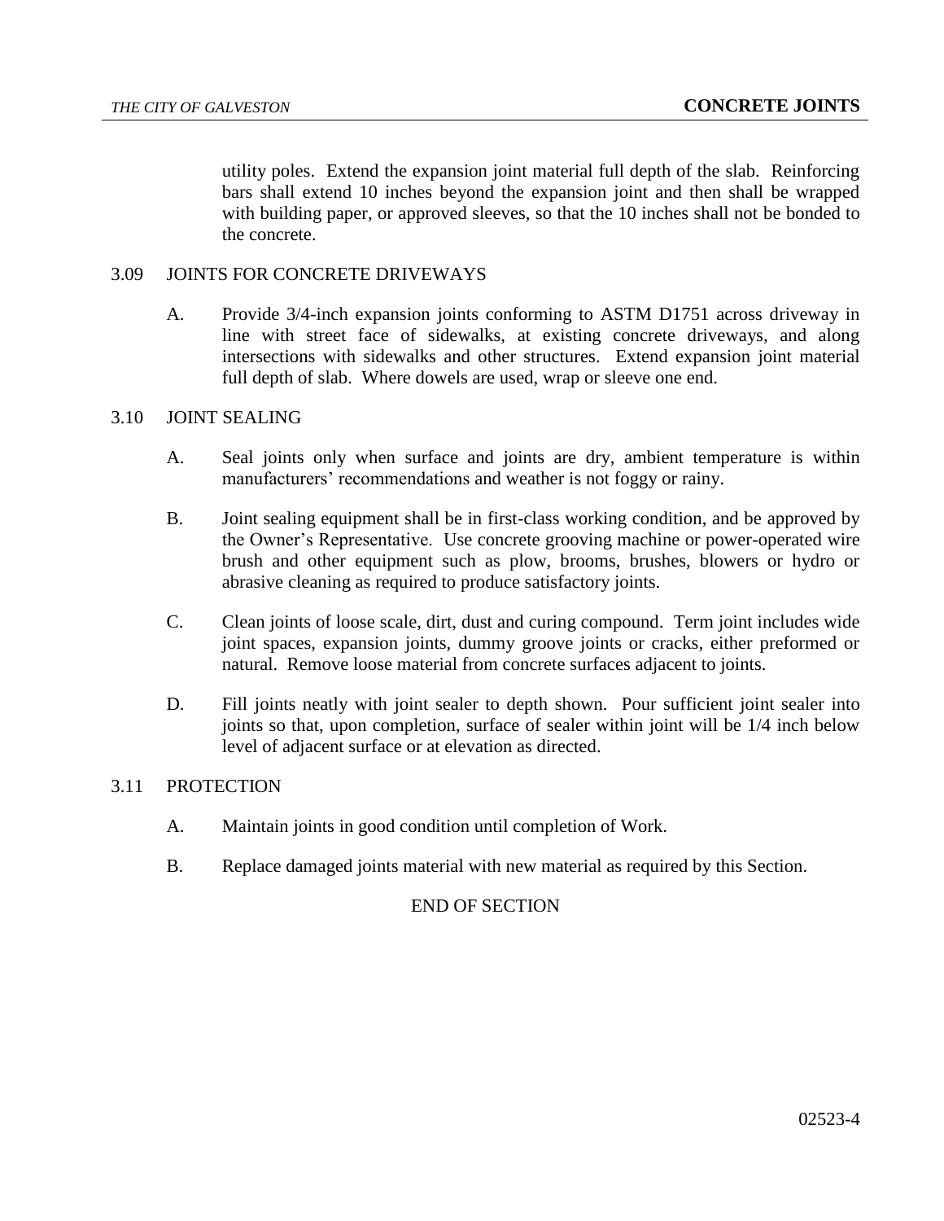utility poles. Extend the expansion joint material full depth of the slab. Reinforcing bars shall extend 10 inches beyond the expansion joint and then shall be wrapped with building paper, or approved sleeves, so that the 10 inches shall not be bonded to the concrete.

## 3.09 JOINTS FOR CONCRETE DRIVEWAYS

A. Provide 3/4-inch expansion joints conforming to ASTM D1751 across driveway in line with street face of sidewalks, at existing concrete driveways, and along intersections with sidewalks and other structures. Extend expansion joint material full depth of slab. Where dowels are used, wrap or sleeve one end.

## 3.10 JOINT SEALING

A. Seal joints only when surface and joints are dry, ambient temperature is within manufacturers' recommendations and weather is not foggy or rainy.

B. Joint sealing equipment shall be in first-class working condition, and be approved by the Owner's Representative. Use concrete grooving machine or power-operated wire brush and other equipment such as plow, brooms, brushes, blowers or hydro or abrasive cleaning as required to produce satisfactory joints.

C. Clean joints of loose scale, dirt, dust and curing compound. Term joint includes wide joint spaces, expansion joints, dummy groove joints or cracks, either preformed or natural. Remove loose material from concrete surfaces adjacent to joints.

D. Fill joints neatly with joint sealer to depth shown. Pour sufficient joint sealer into joints so that, upon completion, surface of sealer within joint will be 1/4 inch below level of adjacent surface or at elevation as directed.

## 3.11 PROTECTION

A. Maintain joints in good condition until completion of Work.

B. Replace damaged joints material with new material as required by this Section.

END OF SECTION